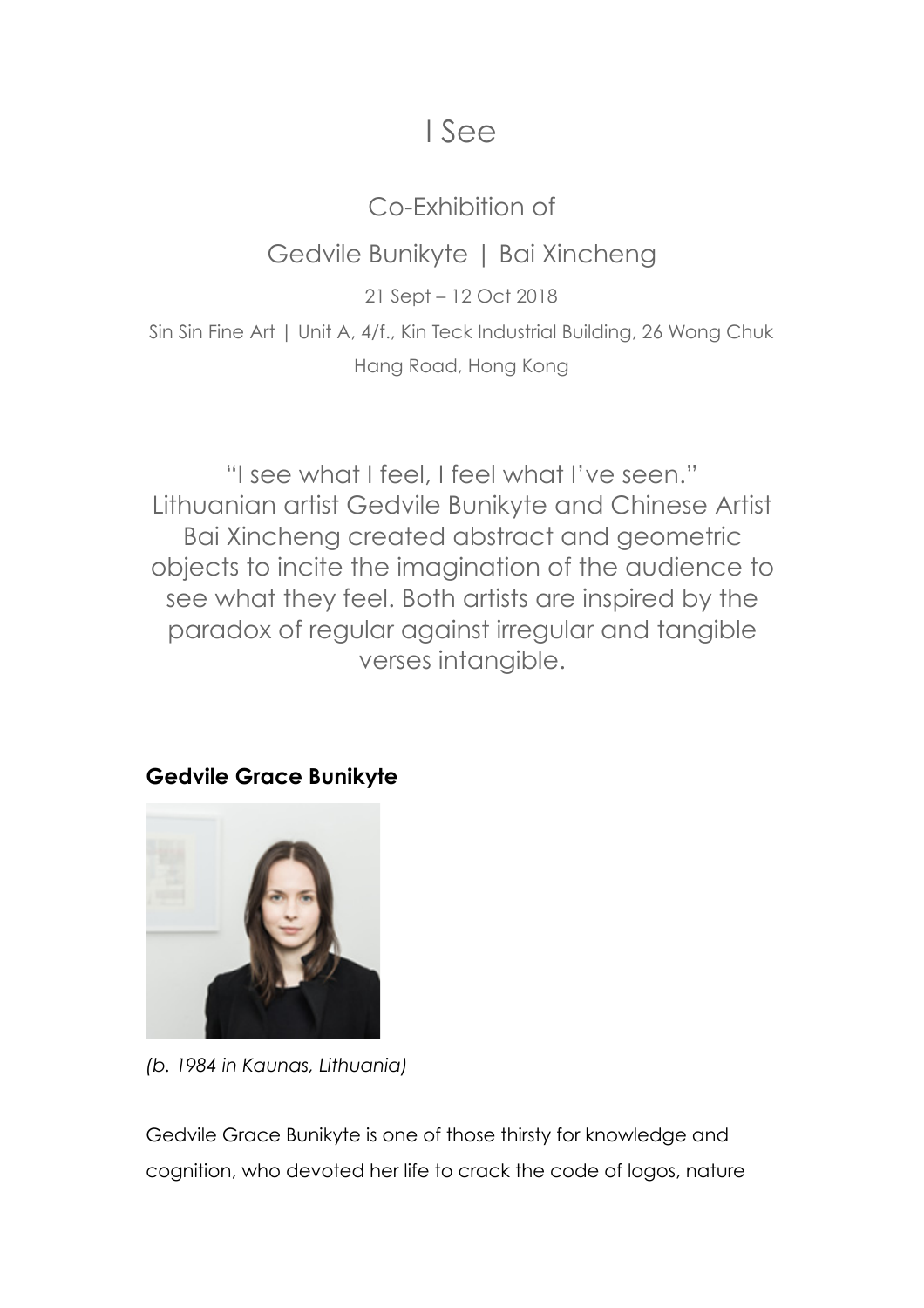# I See

Co-Exhibition of

Gedvile Bunikyte | Bai Xincheng

21 Sept – 12 Oct 2018

Sin Sin Fine Art | Unit A, 4/f., Kin Teck Industrial Building, 26 Wong Chuk Hang Road, Hong Kong

"I see what I feel, I feel what I've seen." Lithuanian artist Gedvile Bunikyte and Chinese Artist Bai Xincheng created abstract and geometric objects to incite the imagination of the audience to see what they feel. Both artists are inspired by the paradox of regular against irregular and tangible verses intangible.

**Gedvile Grace Bunikyte**

*(b. 1984 in Kaunas, Lithuania)*

Gedvile Grace Bunikyte is one of those thirsty for knowledge and cognition, who devoted her life to crack the code of logos, nature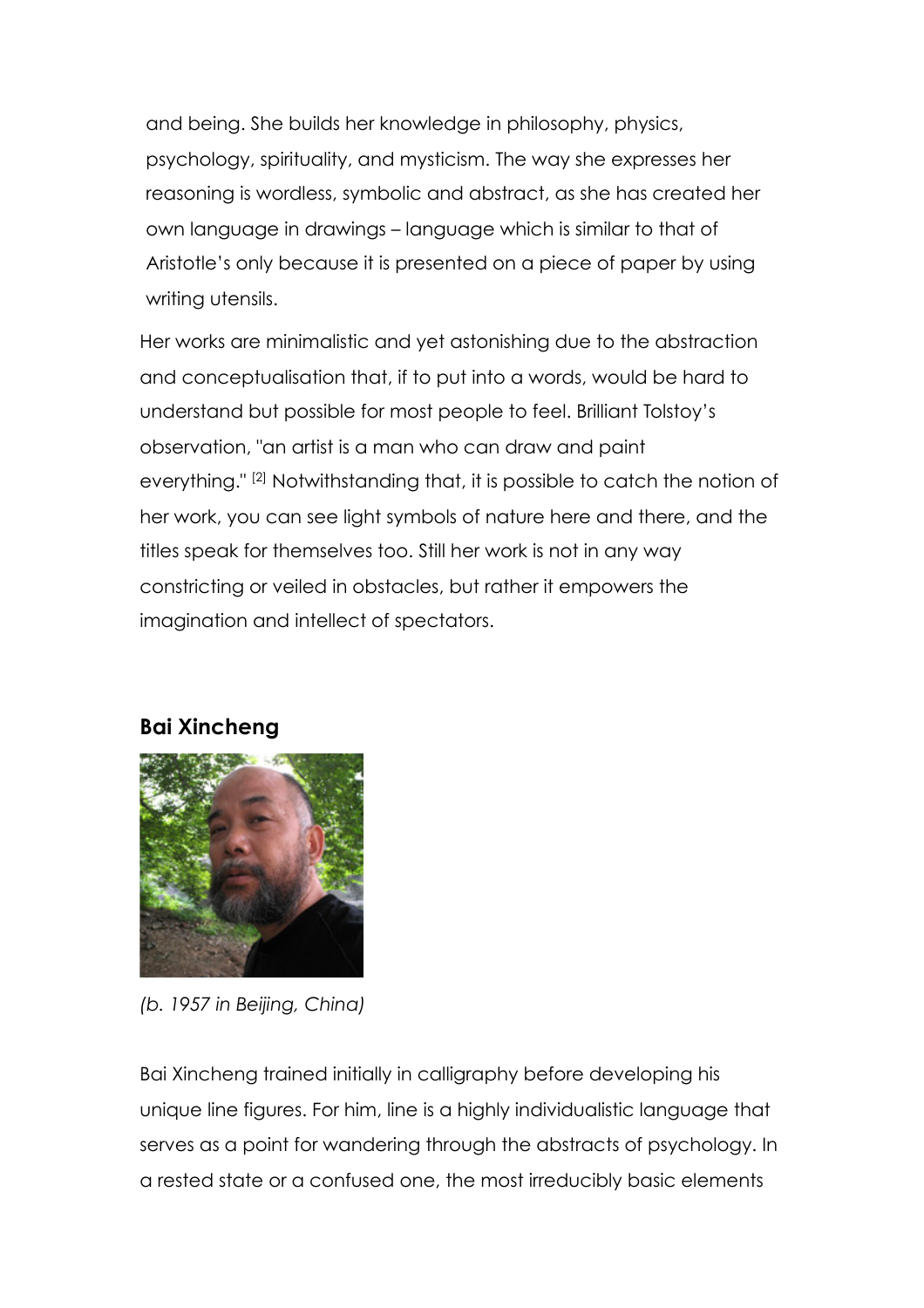and being. She builds her knowledge in philosophy, physics, psychology, spirituality, and mysticism. The way she expresses her reasoning is wordless, symbolic and abstract, as she has created her own language in drawings – language which is similar to that of Aristotle's only because it is presented on a piece of paper by using writing utensils.

Her works are minimalistic and yet astonishing due to the abstraction and conceptualisation that, if to put into a words, would be hard to understand but possible for most people to feel. Brilliant Tolstoy's observation, "an artist is a man who can draw and paint everything." [2] Notwithstanding that, it is possible to catch the notion of her work, you can see light symbols of nature here and there, and the titles speak for themselves too. Still her work is not in any way constricting or veiled in obstacles, but rather it empowers the imagination and intellect of spectators.

## Bai Xincheng

*(b. 1957 in Beijing, China)*

Bai Xincheng trained initially in calligraphy before developing his unique line figures. For him, line is a highly individualistic language that serves as a point for wandering through the abstracts of psychology. In a rested state or a confused one, the most irreducibly basic elements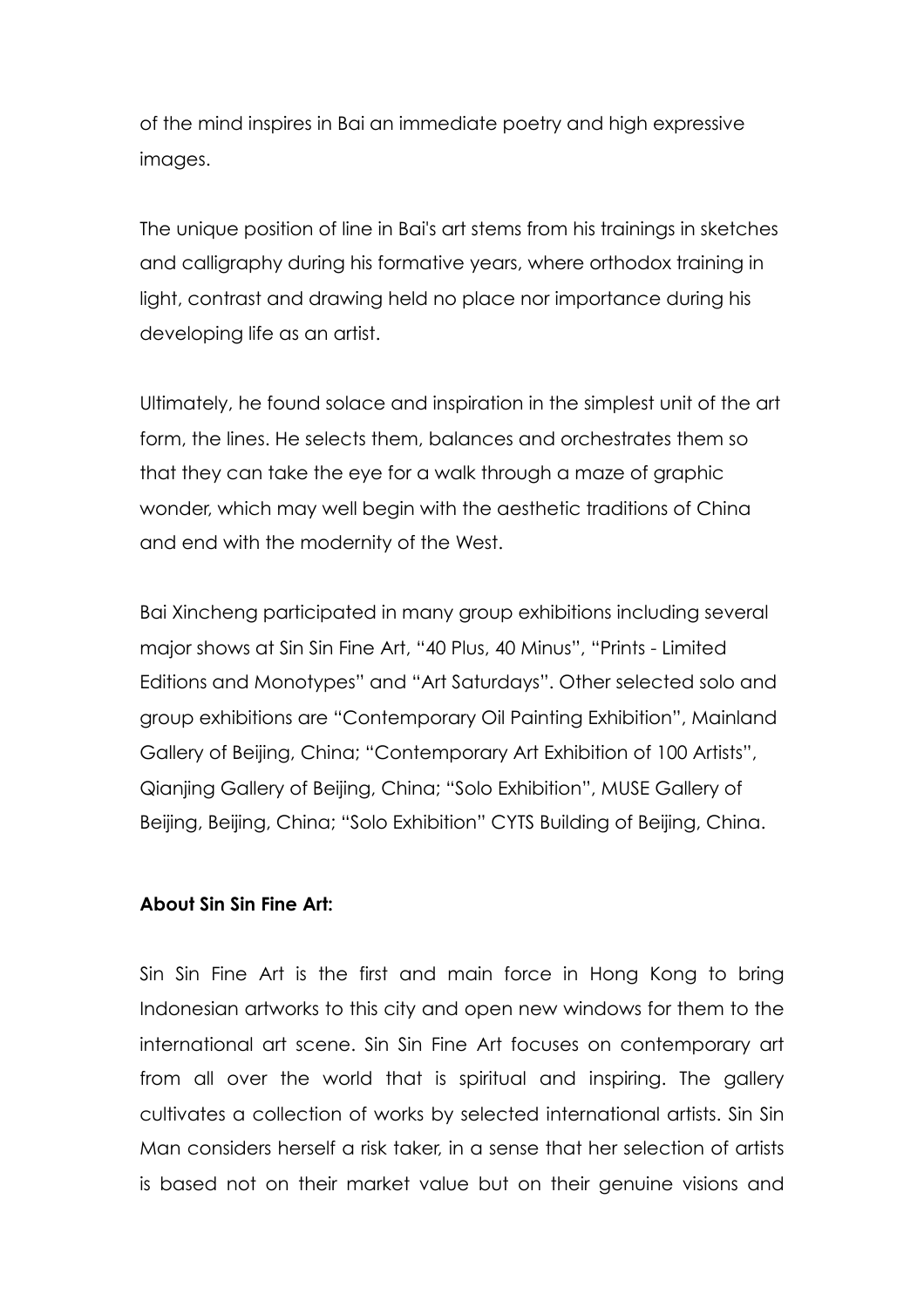of the mind inspires in Bai an immediate poetry and high expressive images.

The unique position of line in Bai's art stems from his trainings in sketches and calligraphy during his formative years, where orthodox training in light, contrast and drawing held no place nor importance during his developing life as an artist.

Ultimately, he found solace and inspiration in the simplest unit of the art form, the lines. He selects them, balances and orchestrates them so that they can take the eye for a walk through a maze of graphic wonder, which may well begin with the aesthetic traditions of China and end with the modernity of the West.

Bai Xincheng participated in many group exhibitions including several major shows at Sin Sin Fine Art, "40 Plus, 40 Minus", "Prints - Limited Editions and Monotypes" and "Art Saturdays". Other selected solo and group exhibitions are "Contemporary Oil Painting Exhibition", Mainland Gallery of Beijing, China; "Contemporary Art Exhibition of 100 Artists", Qianjing Gallery of Beijing, China; "Solo Exhibition", MUSE Gallery of Beijing, Beijing, China; "Solo Exhibition" CYTS Building of Beijing, China.

**About Sin Sin Fine Art:**

Sin Sin Fine Art is the first and main force in Hong Kong to bring Indonesian artworks to this city and open new windows for them to the international art scene. Sin Sin Fine Art focuses on contemporary art from all over the world that is spiritual and inspiring. The gallery cultivates a collection of works by selected international artists. Sin Sin Man considers herself a risk taker, in a sense that her selection of artists is based not on their market value but on their genuine visions and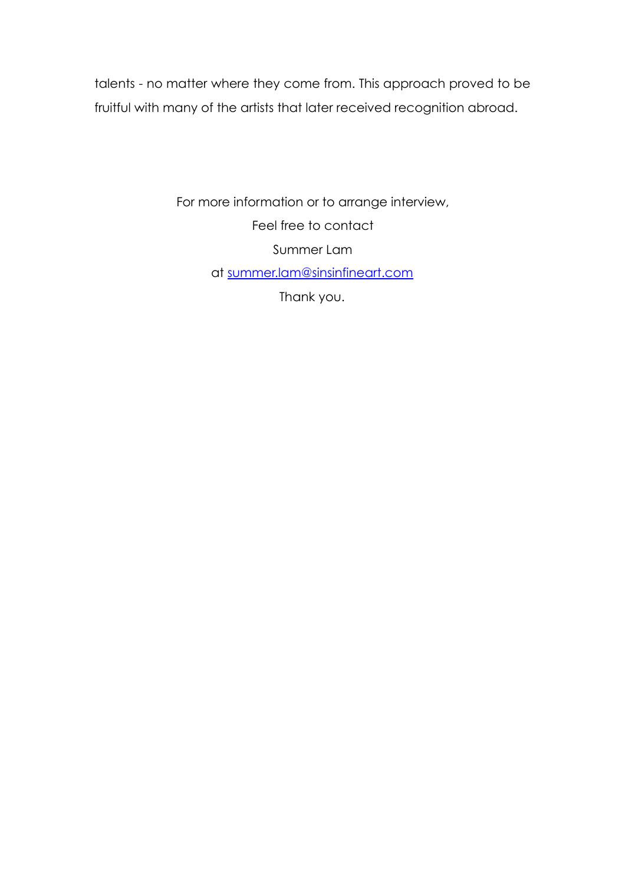talents - no matter where they come from. This approach proved to be fruitful with many of the artists that later received recognition abroad.

For more information or to arrange interview,

Feel free to contact

Summer Lam

at summer.lam@sinsinfineart.com

Thank you.